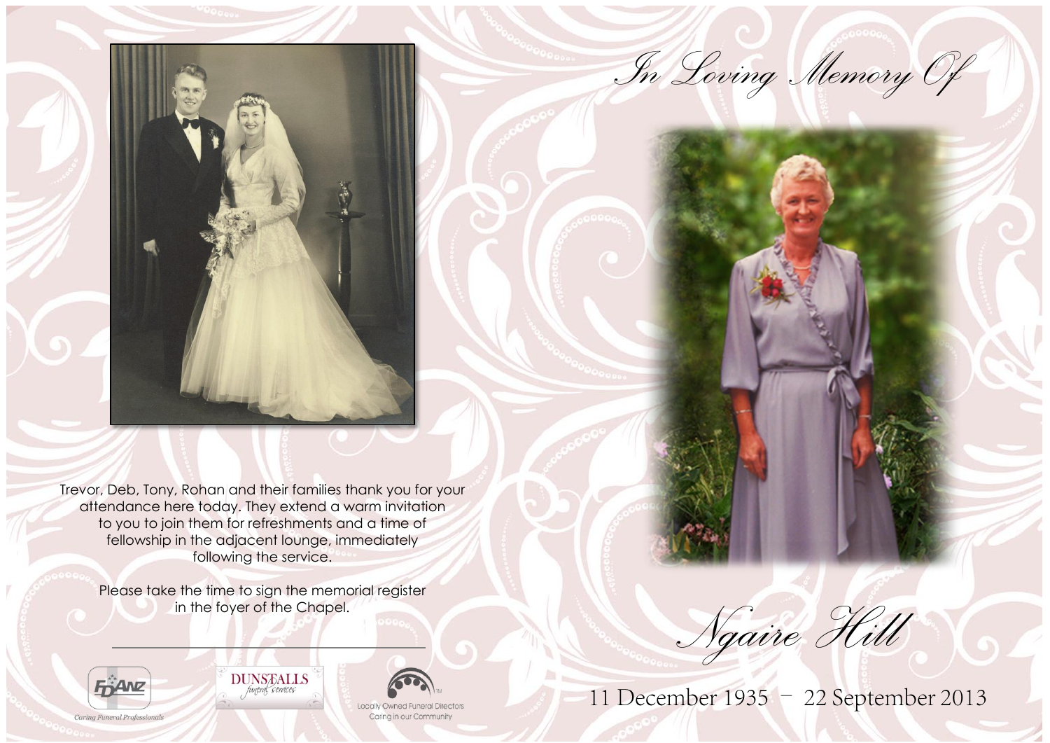*In Loving Memory Of*

# *Ngaire Hill*

11 December 1935 – 22 September 2013

Trevor, Deb, Tony, Rohan and their families thank you for your attendance here today. They extend a warm invitation to you to join them for refreshments and a time of fellowship in the adjacent lounge, immediately following the service.

Please take the time to sign the memorial register in the foyer of the Chapel.

FDANZ
Caring Funeral Professionals

DUNSTALLS
funeral services

Locally Owned Funeral Directors
Caring in our Community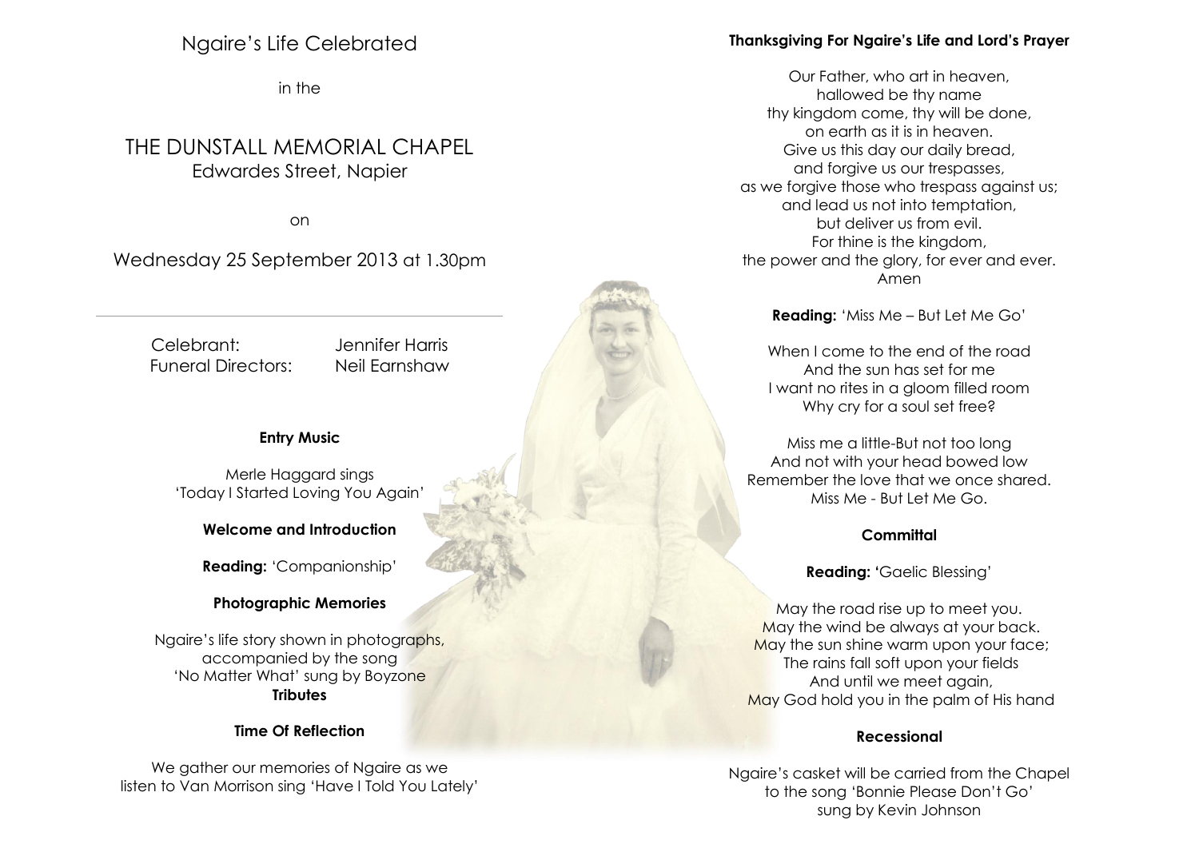Ngaire's Life Celebrated

in the

THE DUNSTALL MEMORIAL CHAPEL
Edwardes Street, Napier

on

Wednesday 25 September 2013 at 1.30pm

---

Celebrant: Jennifer Harris
Funeral Directors: Neil Earnshaw

**Entry Music**

Merle Haggard sings
'Today I Started Loving You Again'

**Welcome and Introduction**

**Reading:** 'Companionship'

**Photographic Memories**

Ngaire's life story shown in photographs,
accompanied by the song
'No Matter What' sung by Boyzone

**Tributes**

**Time Of Reflection**

We gather our memories of Ngaire as we
listen to Van Morrison sing 'Have I Told You Lately'

**Thanksgiving For Ngaire's Life and Lord's Prayer**

Our Father, who art in heaven,
hallowed be thy name
thy kingdom come, thy will be done,
on earth as it is in heaven.
Give us this day our daily bread,
and forgive us our trespasses,
as we forgive those who trespass against us;
and lead us not into temptation,
but deliver us from evil.
For thine is the kingdom,
the power and the glory, for ever and ever.
Amen

**Reading:** 'Miss Me – But Let Me Go'

When I come to the end of the road
And the sun has set for me
I want no rites in a gloom filled room
Why cry for a soul set free?

Miss me a little-But not too long
And not with your head bowed low
Remember the love that we once shared.
Miss Me - But Let Me Go.

**Committal**

**Reading:** 'Gaelic Blessing'

May the road rise up to meet you.
May the wind be always at your back.
May the sun shine warm upon your face;
The rains fall soft upon your fields
And until we meet again,
May God hold you in the palm of His hand

**Recessional**

Ngaire's casket will be carried from the Chapel
to the song 'Bonnie Please Don't Go'
sung by Kevin Johnson